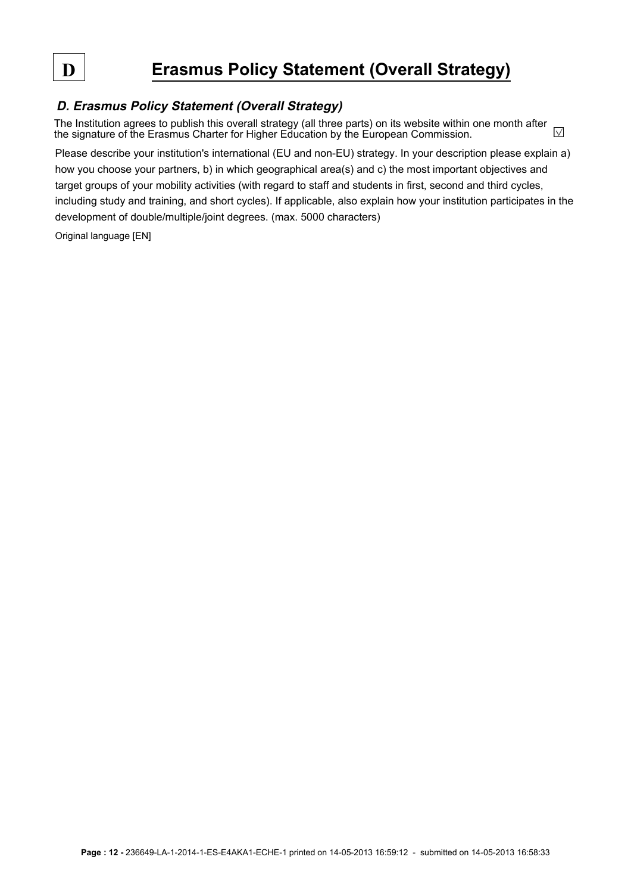# D Erasmus Policy Statement (Overall Strategy)

### *D. Erasmus Policy Statement (Overall Strategy)*

The Institution agrees to publish this overall strategy (all three parts) on its website within one month after the signature of the Erasmus Charter for Higher Education by the European Commission. ☑

Please describe your institution's international (EU and non-EU) strategy. In your description please explain a) how you choose your partners, b) in which geographical area(s) and c) the most important objectives and target groups of your mobility activities (with regard to staff and students in first, second and third cycles, including study and training, and short cycles). If applicable, also explain how your institution participates in the development of double/multiple/joint degrees. (max. 5000 characters)

Original language [EN]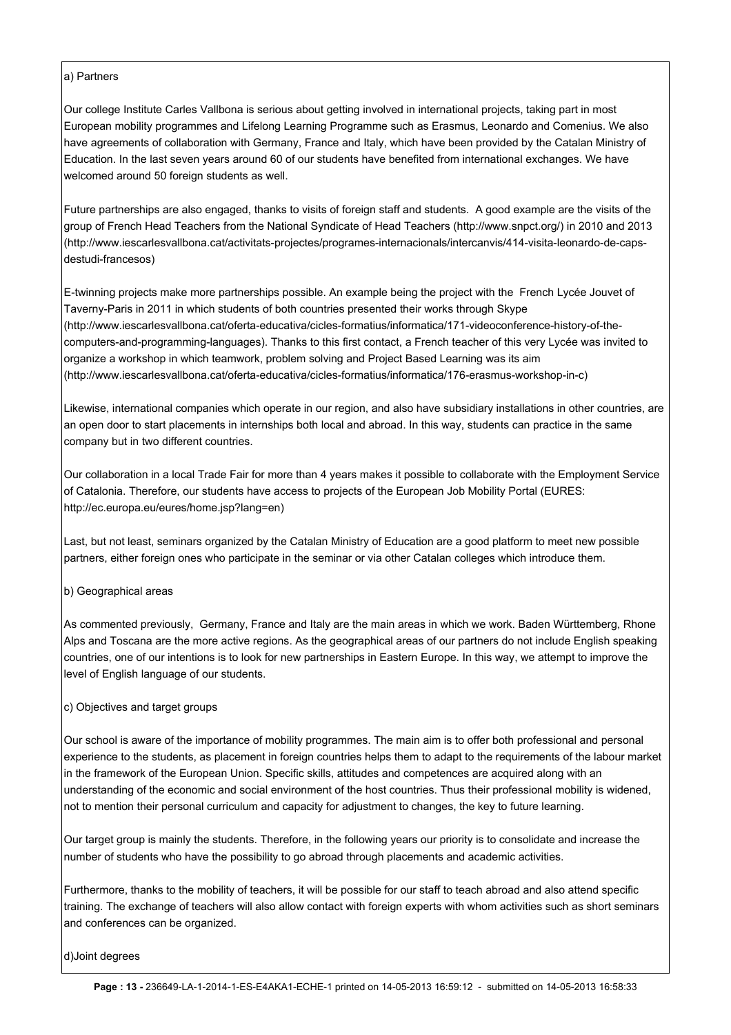a) Partners

Our college Institute Carles Vallbona is serious about getting involved in international projects, taking part in most European mobility programmes and Lifelong Learning Programme such as Erasmus, Leonardo and Comenius. We also have agreements of collaboration with Germany, France and Italy, which have been provided by the Catalan Ministry of Education. In the last seven years around 60 of our students have benefited from international exchanges. We have welcomed around 50 foreign students as well.

Future partnerships are also engaged, thanks to visits of foreign staff and students. A good example are the visits of the group of French Head Teachers from the National Syndicate of Head Teachers (http://www.snpct.org/) in 2010 and 2013 (http://www.iescarlesvallbona.cat/activitats-projectes/programes-internacionals/intercanvis/414-visita-leonardo-de-caps-destudi-francesos)

E-twinning projects make more partnerships possible. An example being the project with the French Lycée Jouvet of Taverny-Paris in 2011 in which students of both countries presented their works through Skype (http://www.iescarlesvallbona.cat/oferta-educativa/cicles-formatius/informatica/171-videoconference-history-of-the-computers-and-programming-languages). Thanks to this first contact, a French teacher of this very Lycée was invited to organize a workshop in which teamwork, problem solving and Project Based Learning was its aim (http://www.iescarlesvallbona.cat/oferta-educativa/cicles-formatius/informatica/176-erasmus-workshop-in-c)

Likewise, international companies which operate in our region, and also have subsidiary installations in other countries, are an open door to start placements in internships both local and abroad. In this way, students can practice in the same company but in two different countries.

Our collaboration in a local Trade Fair for more than 4 years makes it possible to collaborate with the Employment Service of Catalonia. Therefore, our students have access to projects of the European Job Mobility Portal (EURES: http://ec.europa.eu/eures/home.jsp?lang=en)

Last, but not least, seminars organized by the Catalan Ministry of Education are a good platform to meet new possible partners, either foreign ones who participate in the seminar or via other Catalan colleges which introduce them.

b) Geographical areas

As commented previously, Germany, France and Italy are the main areas in which we work. Baden Württemberg, Rhone Alps and Toscana are the more active regions. As the geographical areas of our partners do not include English speaking countries, one of our intentions is to look for new partnerships in Eastern Europe. In this way, we attempt to improve the level of English language of our students.

c) Objectives and target groups

Our school is aware of the importance of mobility programmes. The main aim is to offer both professional and personal experience to the students, as placement in foreign countries helps them to adapt to the requirements of the labour market in the framework of the European Union. Specific skills, attitudes and competences are acquired along with an understanding of the economic and social environment of the host countries. Thus their professional mobility is widened, not to mention their personal curriculum and capacity for adjustment to changes, the key to future learning.

Our target group is mainly the students. Therefore, in the following years our priority is to consolidate and increase the number of students who have the possibility to go abroad through placements and academic activities.

Furthermore, thanks to the mobility of teachers, it will be possible for our staff to teach abroad and also attend specific training. The exchange of teachers will also allow contact with foreign experts with whom activities such as short seminars and conferences can be organized.

d)Joint degrees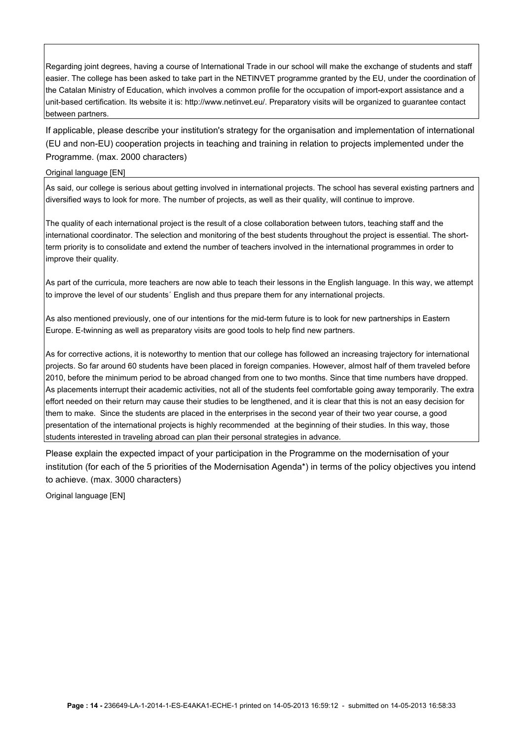Regarding joint degrees, having a course of International Trade in our school will make the exchange of students and staff easier. The college has been asked to take part in the NETINVET programme granted by the EU, under the coordination of the Catalan Ministry of Education, which involves a common profile for the occupation of import-export assistance and a unit-based certification. Its website it is: http://www.netinvet.eu/. Preparatory visits will be organized to guarantee contact between partners.

If applicable, please describe your institution's strategy for the organisation and implementation of international (EU and non-EU) cooperation projects in teaching and training in relation to projects implemented under the Programme. (max. 2000 characters)

Original language [EN]

As said, our college is serious about getting involved in international projects. The school has several existing partners and diversified ways to look for more. The number of projects, as well as their quality, will continue to improve.

The quality of each international project is the result of a close collaboration between tutors, teaching staff and the international coordinator. The selection and monitoring of the best students throughout the project is essential. The short-term priority is to consolidate and extend the number of teachers involved in the international programmes in order to improve their quality.

As part of the curricula, more teachers are now able to teach their lessons in the English language. In this way, we attempt to improve the level of our students´ English and thus prepare them for any international projects.

As also mentioned previously, one of our intentions for the mid-term future is to look for new partnerships in Eastern Europe. E-twinning as well as preparatory visits are good tools to help find new partners.

As for corrective actions, it is noteworthy to mention that our college has followed an increasing trajectory for international projects. So far around 60 students have been placed in foreign companies. However, almost half of them traveled before 2010, before the minimum period to be abroad changed from one to two months. Since that time numbers have dropped. As placements interrupt their academic activities, not all of the students feel comfortable going away temporarily. The extra effort needed on their return may cause their studies to be lengthened, and it is clear that this is not an easy decision for them to make. Since the students are placed in the enterprises in the second year of their two year course, a good presentation of the international projects is highly recommended at the beginning of their studies. In this way, those students interested in traveling abroad can plan their personal strategies in advance.

Please explain the expected impact of your participation in the Programme on the modernisation of your institution (for each of the 5 priorities of the Modernisation Agenda*) in terms of the policy objectives you intend to achieve. (max. 3000 characters)

Original language [EN]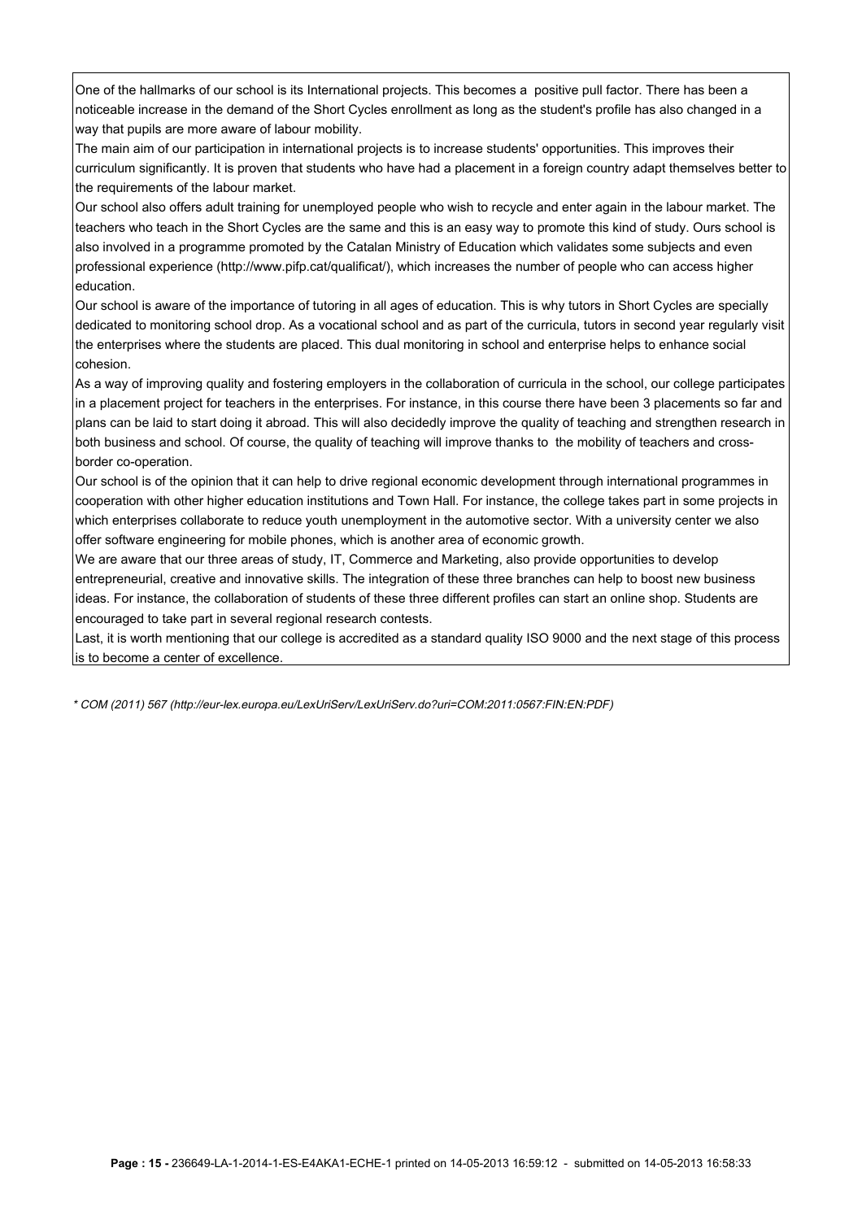One of the hallmarks of our school is its International projects. This becomes a positive pull factor. There has been a noticeable increase in the demand of the Short Cycles enrollment as long as the student's profile has also changed in a way that pupils are more aware of labour mobility.

The main aim of our participation in international projects is to increase students' opportunities. This improves their curriculum significantly. It is proven that students who have had a placement in a foreign country adapt themselves better to the requirements of the labour market.

Our school also offers adult training for unemployed people who wish to recycle and enter again in the labour market. The teachers who teach in the Short Cycles are the same and this is an easy way to promote this kind of study. Ours school is also involved in a programme promoted by the Catalan Ministry of Education which validates some subjects and even professional experience (http://www.pifp.cat/qualificat/), which increases the number of people who can access higher education.

Our school is aware of the importance of tutoring in all ages of education. This is why tutors in Short Cycles are specially dedicated to monitoring school drop. As a vocational school and as part of the curricula, tutors in second year regularly visit the enterprises where the students are placed. This dual monitoring in school and enterprise helps to enhance social cohesion.

As a way of improving quality and fostering employers in the collaboration of curricula in the school, our college participates in a placement project for teachers in the enterprises. For instance, in this course there have been 3 placements so far and plans can be laid to start doing it abroad. This will also decidedly improve the quality of teaching and strengthen research in both business and school. Of course, the quality of teaching will improve thanks to the mobility of teachers and cross-border co-operation.

Our school is of the opinion that it can help to drive regional economic development through international programmes in cooperation with other higher education institutions and Town Hall. For instance, the college takes part in some projects in which enterprises collaborate to reduce youth unemployment in the automotive sector. With a university center we also offer software engineering for mobile phones, which is another area of economic growth.

We are aware that our three areas of study, IT, Commerce and Marketing, also provide opportunities to develop entrepreneurial, creative and innovative skills. The integration of these three branches can help to boost new business ideas. For instance, the collaboration of students of these three different profiles can start an online shop. Students are encouraged to take part in several regional research contests.

Last, it is worth mentioning that our college is accredited as a standard quality ISO 9000 and the next stage of this process is to become a center of excellence.

*\* COM (2011) 567 (http://eur-lex.europa.eu/LexUriServ/LexUriServ.do?uri=COM:2011:0567:FIN:EN:PDF)*